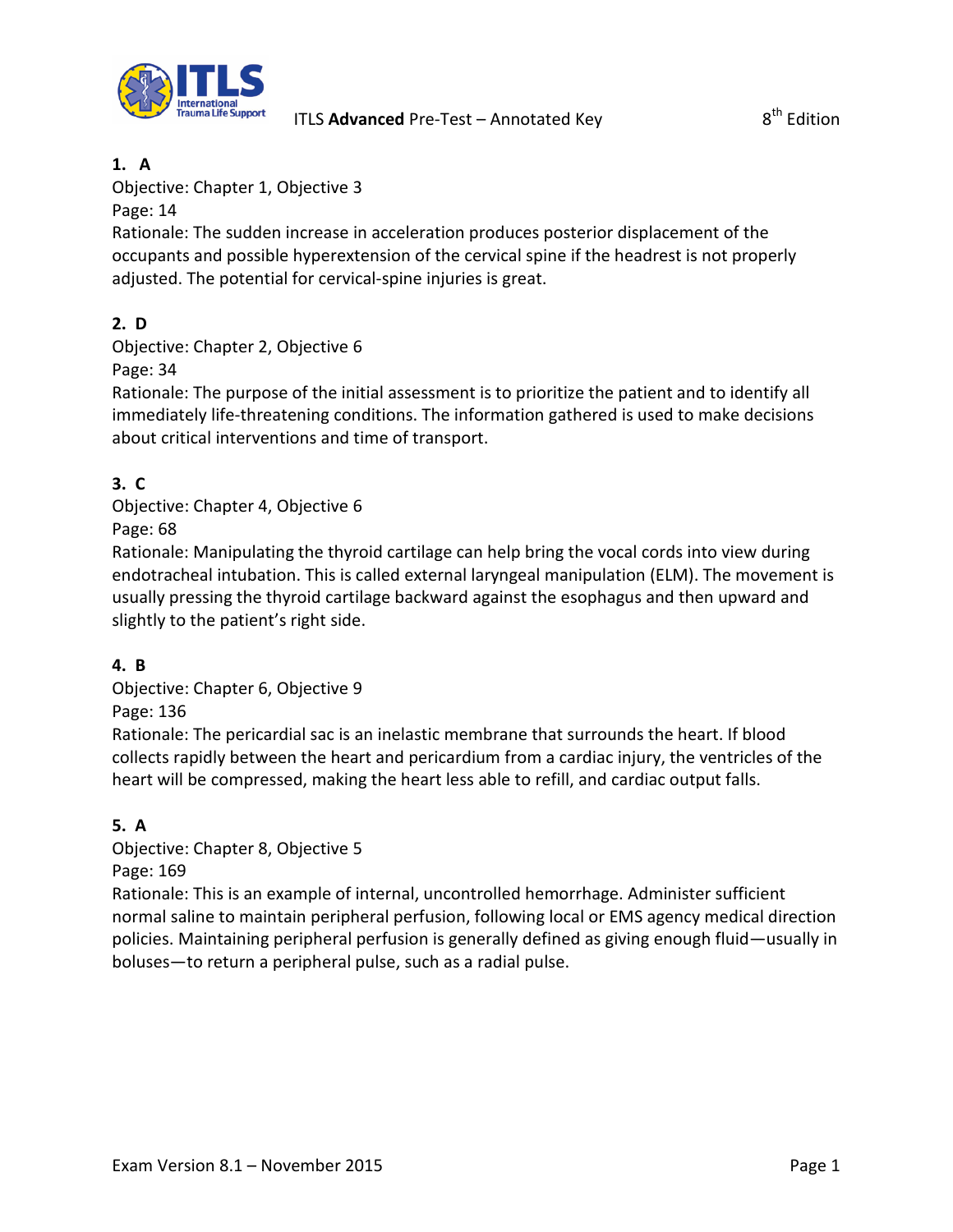# ITLS **Advanced** Pre-Test – Annotated Key

8th Edition

**1. A**
Objective: Chapter 1, Objective 3
Page: 14
Rationale: The sudden increase in acceleration produces posterior displacement of the occupants and possible hyperextension of the cervical spine if the headrest is not properly adjusted. The potential for cervical-spine injuries is great.

**2. D**
Objective: Chapter 2, Objective 6
Page: 34
Rationale: The purpose of the initial assessment is to prioritize the patient and to identify all immediately life-threatening conditions. The information gathered is used to make decisions about critical interventions and time of transport.

**3. C**
Objective: Chapter 4, Objective 6
Page: 68
Rationale: Manipulating the thyroid cartilage can help bring the vocal cords into view during endotracheal intubation. This is called external laryngeal manipulation (ELM). The movement is usually pressing the thyroid cartilage backward against the esophagus and then upward and slightly to the patient's right side.

**4. B**
Objective: Chapter 6, Objective 9
Page: 136
Rationale: The pericardial sac is an inelastic membrane that surrounds the heart. If blood collects rapidly between the heart and pericardium from a cardiac injury, the ventricles of the heart will be compressed, making the heart less able to refill, and cardiac output falls.

**5. A**
Objective: Chapter 8, Objective 5
Page: 169
Rationale: This is an example of internal, uncontrolled hemorrhage. Administer sufficient normal saline to maintain peripheral perfusion, following local or EMS agency medical direction policies. Maintaining peripheral perfusion is generally defined as giving enough fluid—usually in boluses—to return a peripheral pulse, such as a radial pulse.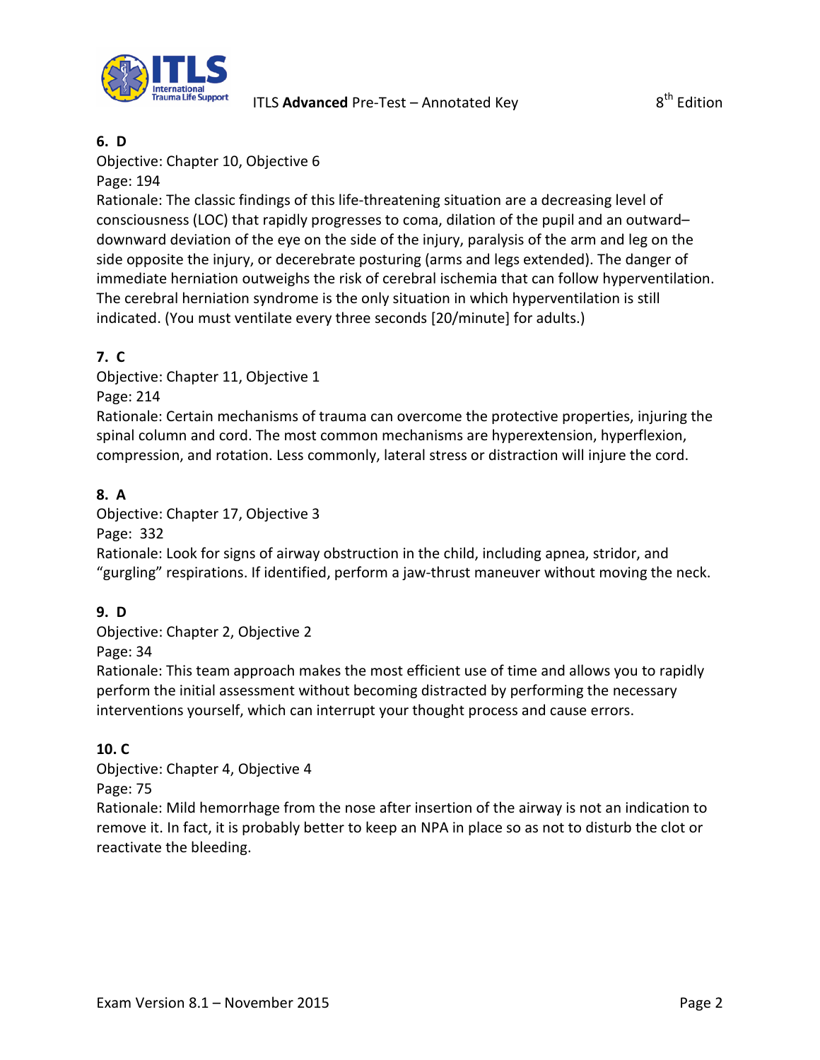**6. D**

Objective: Chapter 10, Objective 6

Page: 194

Rationale: The classic findings of this life-threatening situation are a decreasing level of consciousness (LOC) that rapidly progresses to coma, dilation of the pupil and an outward–downward deviation of the eye on the side of the injury, paralysis of the arm and leg on the side opposite the injury, or decerebrate posturing (arms and legs extended). The danger of immediate herniation outweighs the risk of cerebral ischemia that can follow hyperventilation. The cerebral herniation syndrome is the only situation in which hyperventilation is still indicated. (You must ventilate every three seconds [20/minute] for adults.)

**7. C**

Objective: Chapter 11, Objective 1

Page: 214

Rationale: Certain mechanisms of trauma can overcome the protective properties, injuring the spinal column and cord. The most common mechanisms are hyperextension, hyperflexion, compression, and rotation. Less commonly, lateral stress or distraction will injure the cord.

**8. A**

Objective: Chapter 17, Objective 3

Page: 332

Rationale: Look for signs of airway obstruction in the child, including apnea, stridor, and "gurgling" respirations. If identified, perform a jaw-thrust maneuver without moving the neck.

**9. D**

Objective: Chapter 2, Objective 2

Page: 34

Rationale: This team approach makes the most efficient use of time and allows you to rapidly perform the initial assessment without becoming distracted by performing the necessary interventions yourself, which can interrupt your thought process and cause errors.

**10. C**

Objective: Chapter 4, Objective 4

Page: 75

Rationale: Mild hemorrhage from the nose after insertion of the airway is not an indication to remove it. In fact, it is probably better to keep an NPA in place so as not to disturb the clot or reactivate the bleeding.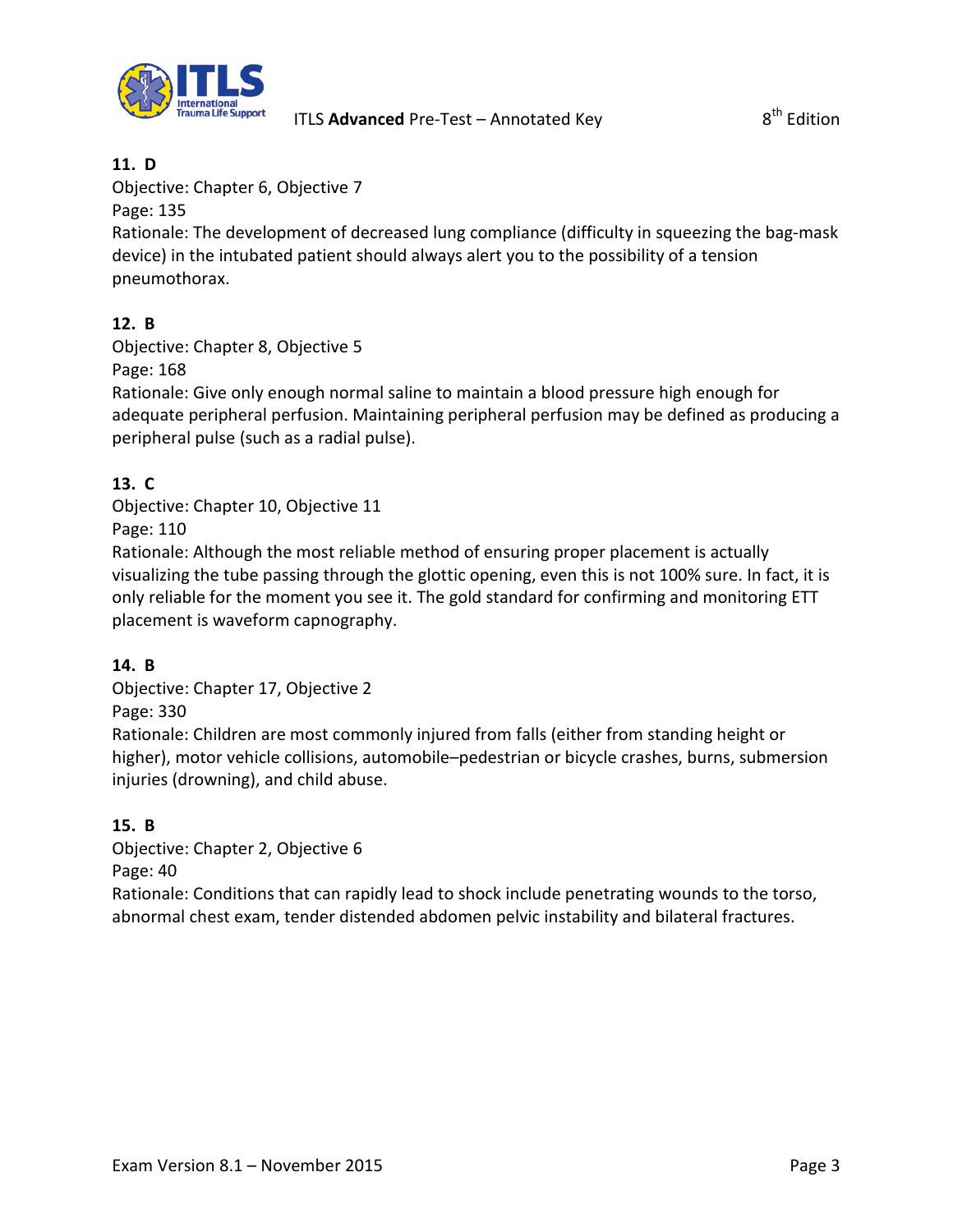**11. D**
Objective: Chapter 6, Objective 7
Page: 135
Rationale: The development of decreased lung compliance (difficulty in squeezing the bag-mask device) in the intubated patient should always alert you to the possibility of a tension pneumothorax.

**12. B**
Objective: Chapter 8, Objective 5
Page: 168
Rationale: Give only enough normal saline to maintain a blood pressure high enough for adequate peripheral perfusion. Maintaining peripheral perfusion may be defined as producing a peripheral pulse (such as a radial pulse).

**13. C**
Objective: Chapter 10, Objective 11
Page: 110
Rationale: Although the most reliable method of ensuring proper placement is actually visualizing the tube passing through the glottic opening, even this is not 100% sure. In fact, it is only reliable for the moment you see it. The gold standard for confirming and monitoring ETT placement is waveform capnography.

**14. B**
Objective: Chapter 17, Objective 2
Page: 330
Rationale: Children are most commonly injured from falls (either from standing height or higher), motor vehicle collisions, automobile–pedestrian or bicycle crashes, burns, submersion injuries (drowning), and child abuse.

**15. B**
Objective: Chapter 2, Objective 6
Page: 40
Rationale: Conditions that can rapidly lead to shock include penetrating wounds to the torso, abnormal chest exam, tender distended abdomen pelvic instability and bilateral fractures.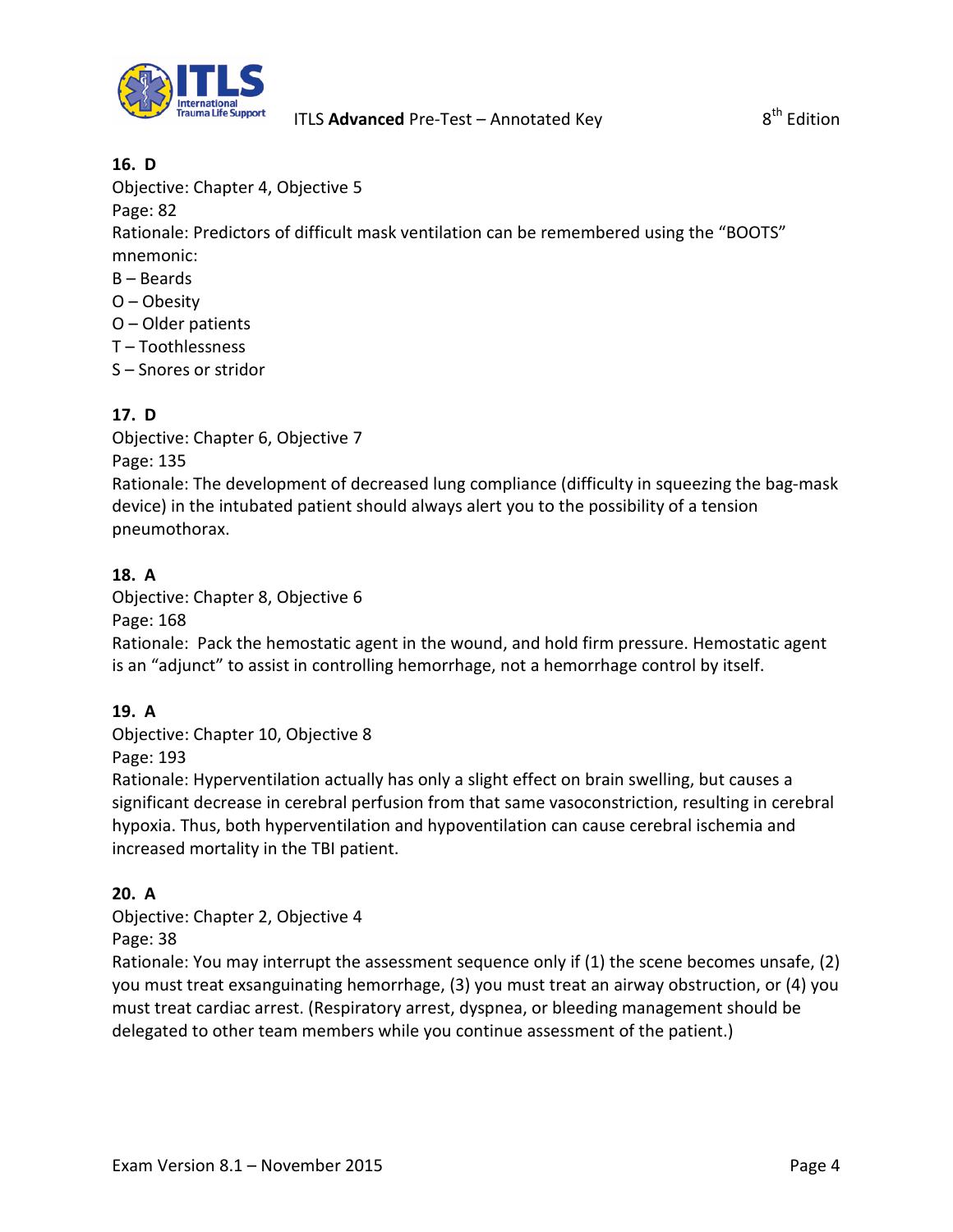**16. D**

Objective: Chapter 4, Objective 5
Page: 82
Rationale: Predictors of difficult mask ventilation can be remembered using the "BOOTS" mnemonic:
B – Beards
O – Obesity
O – Older patients
T – Toothlessness
S – Snores or stridor

**17. D**

Objective: Chapter 6, Objective 7
Page: 135
Rationale: The development of decreased lung compliance (difficulty in squeezing the bag-mask device) in the intubated patient should always alert you to the possibility of a tension pneumothorax.

**18. A**

Objective: Chapter 8, Objective 6
Page: 168
Rationale: Pack the hemostatic agent in the wound, and hold firm pressure. Hemostatic agent is an "adjunct" to assist in controlling hemorrhage, not a hemorrhage control by itself.

**19. A**

Objective: Chapter 10, Objective 8
Page: 193
Rationale: Hyperventilation actually has only a slight effect on brain swelling, but causes a significant decrease in cerebral perfusion from that same vasoconstriction, resulting in cerebral hypoxia. Thus, both hyperventilation and hypoventilation can cause cerebral ischemia and increased mortality in the TBI patient.

**20. A**

Objective: Chapter 2, Objective 4
Page: 38
Rationale: You may interrupt the assessment sequence only if (1) the scene becomes unsafe, (2) you must treat exsanguinating hemorrhage, (3) you must treat an airway obstruction, or (4) you must treat cardiac arrest. (Respiratory arrest, dyspnea, or bleeding management should be delegated to other team members while you continue assessment of the patient.)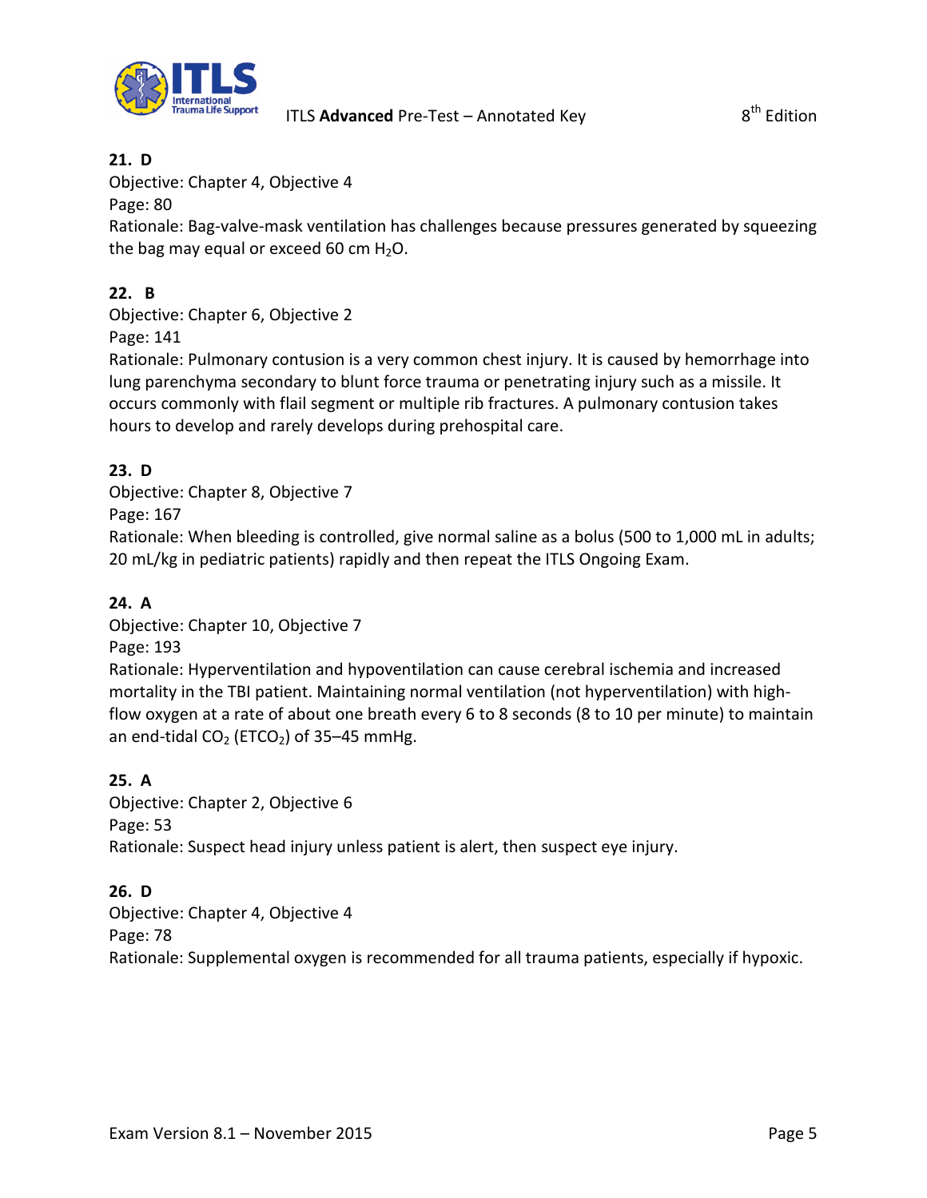**21. D**
Objective: Chapter 4, Objective 4
Page: 80
Rationale: Bag-valve-mask ventilation has challenges because pressures generated by squeezing the bag may equal or exceed 60 cm $H_2O$.

**22. B**
Objective: Chapter 6, Objective 2
Page: 141
Rationale: Pulmonary contusion is a very common chest injury. It is caused by hemorrhage into lung parenchyma secondary to blunt force trauma or penetrating injury such as a missile. It occurs commonly with flail segment or multiple rib fractures. A pulmonary contusion takes hours to develop and rarely develops during prehospital care.

**23. D**
Objective: Chapter 8, Objective 7
Page: 167
Rationale: When bleeding is controlled, give normal saline as a bolus (500 to 1,000 mL in adults; 20 mL/kg in pediatric patients) rapidly and then repeat the ITLS Ongoing Exam.

**24. A**
Objective: Chapter 10, Objective 7
Page: 193
Rationale: Hyperventilation and hypoventilation can cause cerebral ischemia and increased mortality in the TBI patient. Maintaining normal ventilation (not hyperventilation) with high-flow oxygen at a rate of about one breath every 6 to 8 seconds (8 to 10 per minute) to maintain an end-tidal $CO_2$ ($ETCO_2$) of 35–45 mmHg.

**25. A**
Objective: Chapter 2, Objective 6
Page: 53
Rationale: Suspect head injury unless patient is alert, then suspect eye injury.

**26. D**
Objective: Chapter 4, Objective 4
Page: 78
Rationale: Supplemental oxygen is recommended for all trauma patients, especially if hypoxic.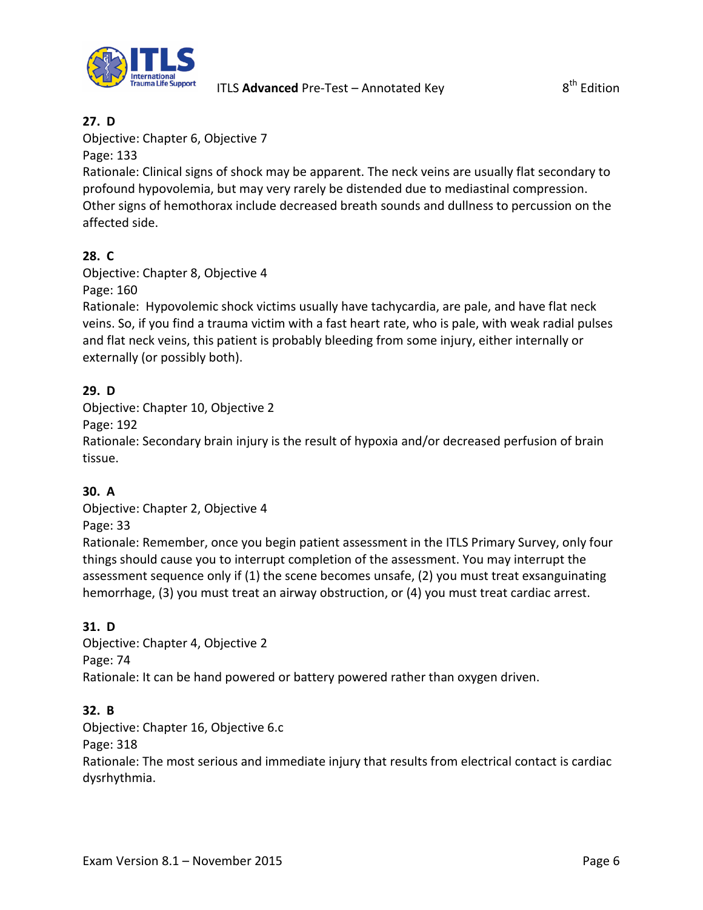**27. D**
Objective: Chapter 6, Objective 7
Page: 133
Rationale: Clinical signs of shock may be apparent. The neck veins are usually flat secondary to profound hypovolemia, but may very rarely be distended due to mediastinal compression. Other signs of hemothorax include decreased breath sounds and dullness to percussion on the affected side.

**28. C**
Objective: Chapter 8, Objective 4
Page: 160
Rationale: Hypovolemic shock victims usually have tachycardia, are pale, and have flat neck veins. So, if you find a trauma victim with a fast heart rate, who is pale, with weak radial pulses and flat neck veins, this patient is probably bleeding from some injury, either internally or externally (or possibly both).

**29. D**
Objective: Chapter 10, Objective 2
Page: 192
Rationale: Secondary brain injury is the result of hypoxia and/or decreased perfusion of brain tissue.

**30. A**
Objective: Chapter 2, Objective 4
Page: 33
Rationale: Remember, once you begin patient assessment in the ITLS Primary Survey, only four things should cause you to interrupt completion of the assessment. You may interrupt the assessment sequence only if (1) the scene becomes unsafe, (2) you must treat exsanguinating hemorrhage, (3) you must treat an airway obstruction, or (4) you must treat cardiac arrest.

**31. D**
Objective: Chapter 4, Objective 2
Page: 74
Rationale: It can be hand powered or battery powered rather than oxygen driven.

**32. B**
Objective: Chapter 16, Objective 6.c
Page: 318
Rationale: The most serious and immediate injury that results from electrical contact is cardiac dysrhythmia.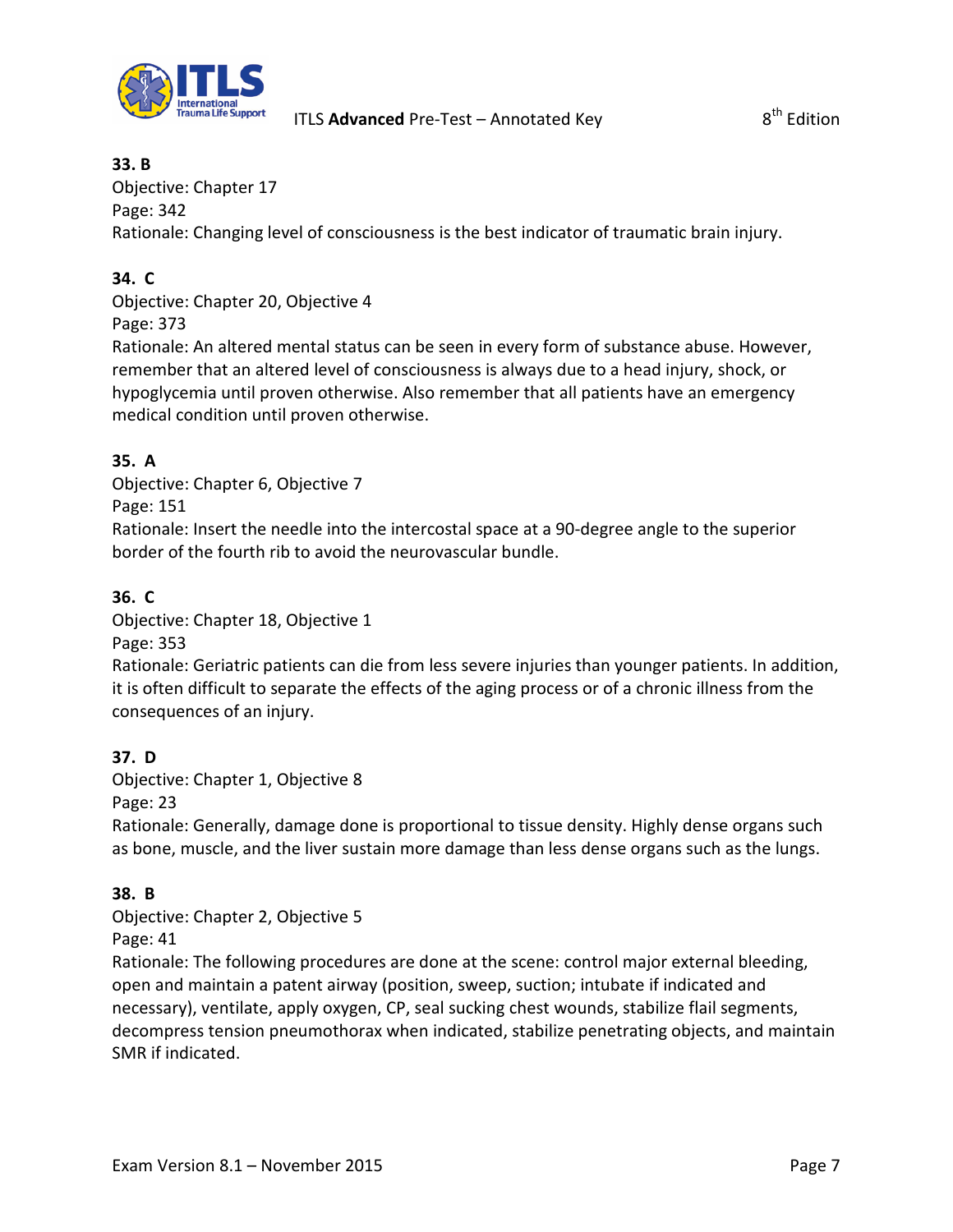**33. B**
Objective: Chapter 17
Page: 342
Rationale: Changing level of consciousness is the best indicator of traumatic brain injury.

**34. C**
Objective: Chapter 20, Objective 4
Page: 373
Rationale: An altered mental status can be seen in every form of substance abuse. However, remember that an altered level of consciousness is always due to a head injury, shock, or hypoglycemia until proven otherwise. Also remember that all patients have an emergency medical condition until proven otherwise.

**35. A**
Objective: Chapter 6, Objective 7
Page: 151
Rationale: Insert the needle into the intercostal space at a 90-degree angle to the superior border of the fourth rib to avoid the neurovascular bundle.

**36. C**
Objective: Chapter 18, Objective 1
Page: 353
Rationale: Geriatric patients can die from less severe injuries than younger patients. In addition, it is often difficult to separate the effects of the aging process or of a chronic illness from the consequences of an injury.

**37. D**
Objective: Chapter 1, Objective 8
Page: 23
Rationale: Generally, damage done is proportional to tissue density. Highly dense organs such as bone, muscle, and the liver sustain more damage than less dense organs such as the lungs.

**38. B**
Objective: Chapter 2, Objective 5
Page: 41
Rationale: The following procedures are done at the scene: control major external bleeding, open and maintain a patent airway (position, sweep, suction; intubate if indicated and necessary), ventilate, apply oxygen, CP, seal sucking chest wounds, stabilize flail segments, decompress tension pneumothorax when indicated, stabilize penetrating objects, and maintain SMR if indicated.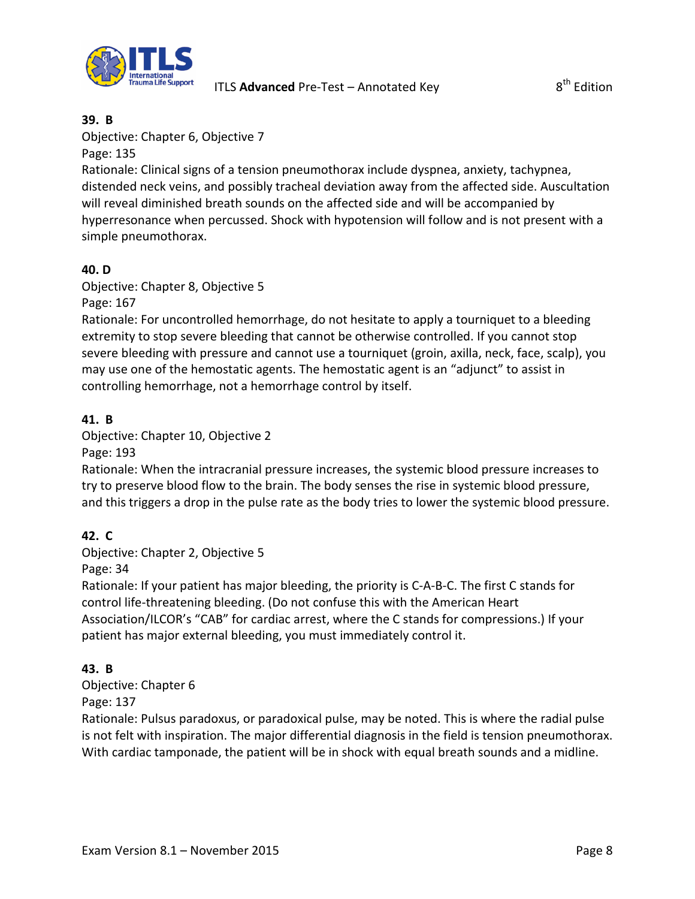**39. B**
Objective: Chapter 6, Objective 7
Page: 135
Rationale: Clinical signs of a tension pneumothorax include dyspnea, anxiety, tachypnea, distended neck veins, and possibly tracheal deviation away from the affected side. Auscultation will reveal diminished breath sounds on the affected side and will be accompanied by hyperresonance when percussed. Shock with hypotension will follow and is not present with a simple pneumothorax.

**40. D**
Objective: Chapter 8, Objective 5
Page: 167
Rationale: For uncontrolled hemorrhage, do not hesitate to apply a tourniquet to a bleeding extremity to stop severe bleeding that cannot be otherwise controlled. If you cannot stop severe bleeding with pressure and cannot use a tourniquet (groin, axilla, neck, face, scalp), you may use one of the hemostatic agents. The hemostatic agent is an "adjunct" to assist in controlling hemorrhage, not a hemorrhage control by itself.

**41. B**
Objective: Chapter 10, Objective 2
Page: 193
Rationale: When the intracranial pressure increases, the systemic blood pressure increases to try to preserve blood flow to the brain. The body senses the rise in systemic blood pressure, and this triggers a drop in the pulse rate as the body tries to lower the systemic blood pressure.

**42. C**
Objective: Chapter 2, Objective 5
Page: 34
Rationale: If your patient has major bleeding, the priority is C-A-B-C. The first C stands for control life-threatening bleeding. (Do not confuse this with the American Heart Association/ILCOR's "CAB" for cardiac arrest, where the C stands for compressions.) If your patient has major external bleeding, you must immediately control it.

**43. B**
Objective: Chapter 6
Page: 137
Rationale: Pulsus paradoxus, or paradoxical pulse, may be noted. This is where the radial pulse is not felt with inspiration. The major differential diagnosis in the field is tension pneumothorax. With cardiac tamponade, the patient will be in shock with equal breath sounds and a midline.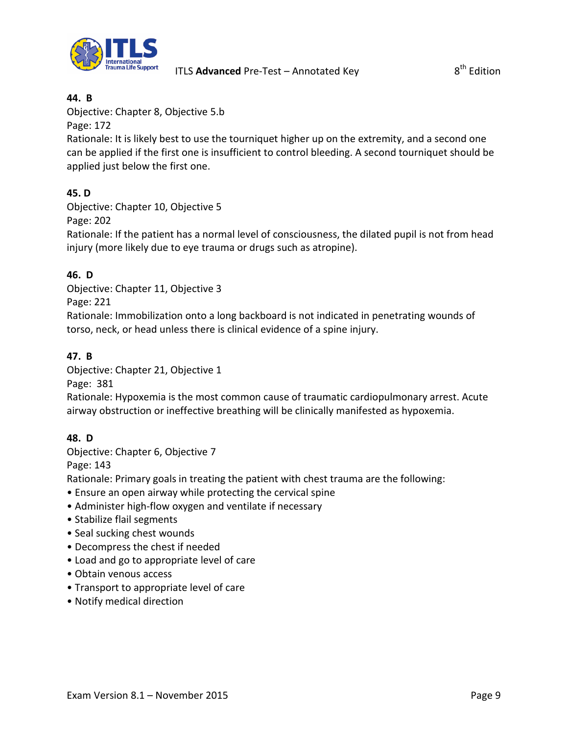**44. B**
Objective: Chapter 8, Objective 5.b
Page: 172
Rationale: It is likely best to use the tourniquet higher up on the extremity, and a second one can be applied if the first one is insufficient to control bleeding. A second tourniquet should be applied just below the first one.

**45. D**
Objective: Chapter 10, Objective 5
Page: 202
Rationale: If the patient has a normal level of consciousness, the dilated pupil is not from head injury (more likely due to eye trauma or drugs such as atropine).

**46. D**
Objective: Chapter 11, Objective 3
Page: 221
Rationale: Immobilization onto a long backboard is not indicated in penetrating wounds of torso, neck, or head unless there is clinical evidence of a spine injury.

**47. B**
Objective: Chapter 21, Objective 1
Page: 381
Rationale: Hypoxemia is the most common cause of traumatic cardiopulmonary arrest. Acute airway obstruction or ineffective breathing will be clinically manifested as hypoxemia.

**48. D**
Objective: Chapter 6, Objective 7
Page: 143
Rationale: Primary goals in treating the patient with chest trauma are the following:

- Ensure an open airway while protecting the cervical spine
- Administer high-flow oxygen and ventilate if necessary
- Stabilize flail segments
- Seal sucking chest wounds
- Decompress the chest if needed
- Load and go to appropriate level of care
- Obtain venous access
- Transport to appropriate level of care
- Notify medical direction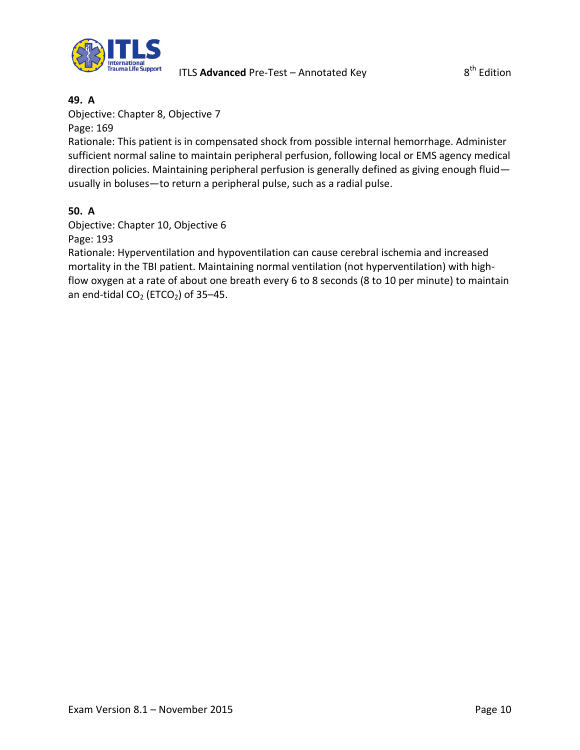**49. A**

Objective: Chapter 8, Objective 7

Page: 169

Rationale: This patient is in compensated shock from possible internal hemorrhage. Administer sufficient normal saline to maintain peripheral perfusion, following local or EMS agency medical direction policies. Maintaining peripheral perfusion is generally defined as giving enough fluid—usually in boluses—to return a peripheral pulse, such as a radial pulse.

**50. A**

Objective: Chapter 10, Objective 6

Page: 193

Rationale: Hyperventilation and hypoventilation can cause cerebral ischemia and increased mortality in the TBI patient. Maintaining normal ventilation (not hyperventilation) with high-flow oxygen at a rate of about one breath every 6 to 8 seconds (8 to 10 per minute) to maintain an end-tidal $CO_2$ ($ETCO_2$) of 35–45.